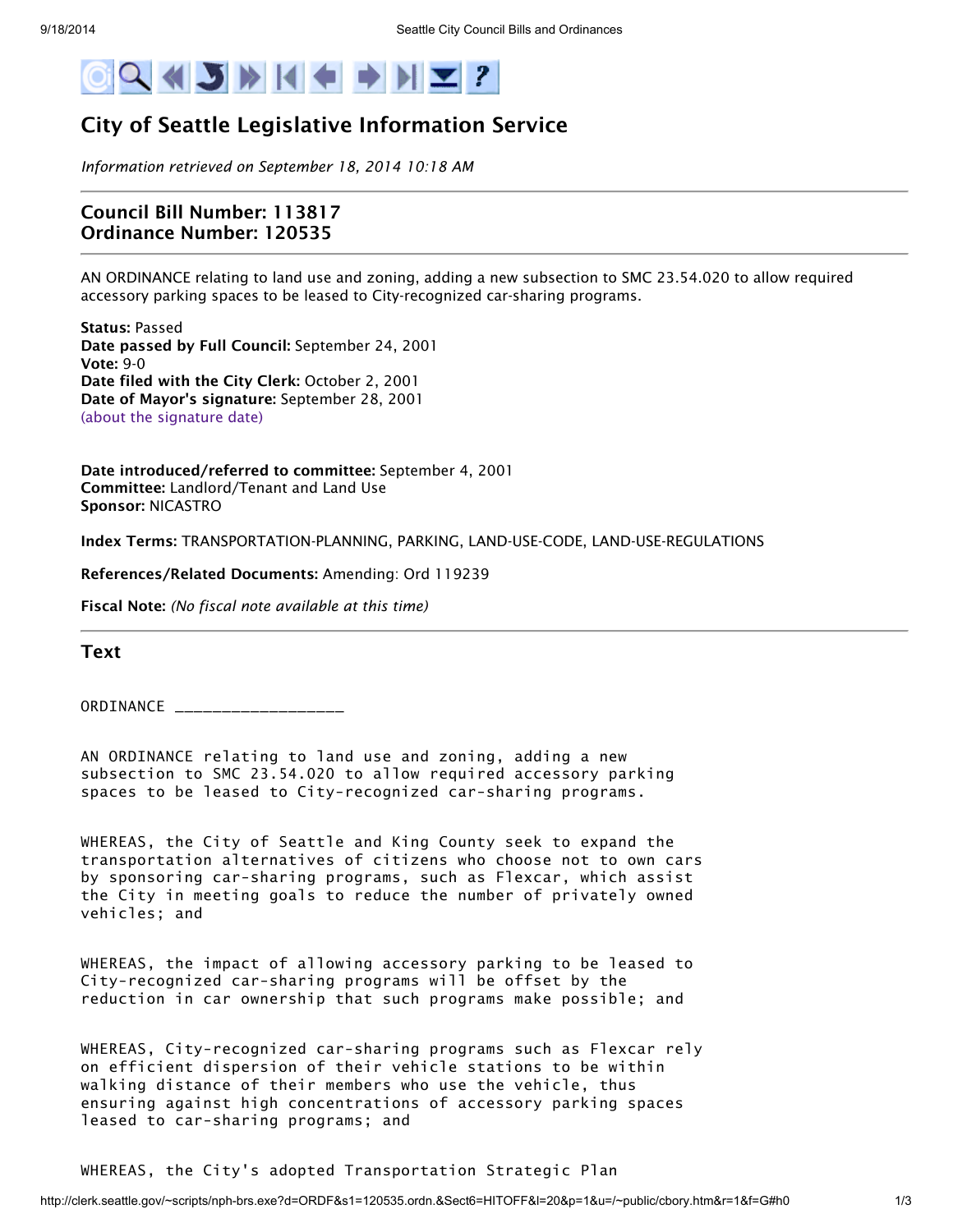# City of Seattle Legislative Information Service

*Information retrieved on September 18, 2014 10:18 AM*

## Council Bill Number: 113817
## Ordinance Number: 120535

AN ORDINANCE relating to land use and zoning, adding a new subsection to SMC 23.54.020 to allow required accessory parking spaces to be leased to City-recognized car-sharing programs.

**Status:** Passed
**Date passed by Full Council:** September 24, 2001
**Vote:** 9-0
**Date filed with the City Clerk:** October 2, 2001
**Date of Mayor's signature:** September 28, 2001
(about the signature date)

**Date introduced/referred to committee:** September 4, 2001
**Committee:** Landlord/Tenant and Land Use
**Sponsor:** NICASTRO

**Index Terms:** TRANSPORTATION-PLANNING, PARKING, LAND-USE-CODE, LAND-USE-REGULATIONS

**References/Related Documents:** Amending: Ord 119239

**Fiscal Note:** *(No fiscal note available at this time)*

## Text

ORDINANCE _________________

AN ORDINANCE relating to land use and zoning, adding a new subsection to SMC 23.54.020 to allow required accessory parking spaces to be leased to City-recognized car-sharing programs.

WHEREAS, the City of Seattle and King County seek to expand the transportation alternatives of citizens who choose not to own cars by sponsoring car-sharing programs, such as Flexcar, which assist the City in meeting goals to reduce the number of privately owned vehicles; and

WHEREAS, the impact of allowing accessory parking to be leased to City-recognized car-sharing programs will be offset by the reduction in car ownership that such programs make possible; and

WHEREAS, City-recognized car-sharing programs such as Flexcar rely on efficient dispersion of their vehicle stations to be within walking distance of their members who use the vehicle, thus ensuring against high concentrations of accessory parking spaces leased to car-sharing programs; and

WHEREAS, the City's adopted Transportation Strategic Plan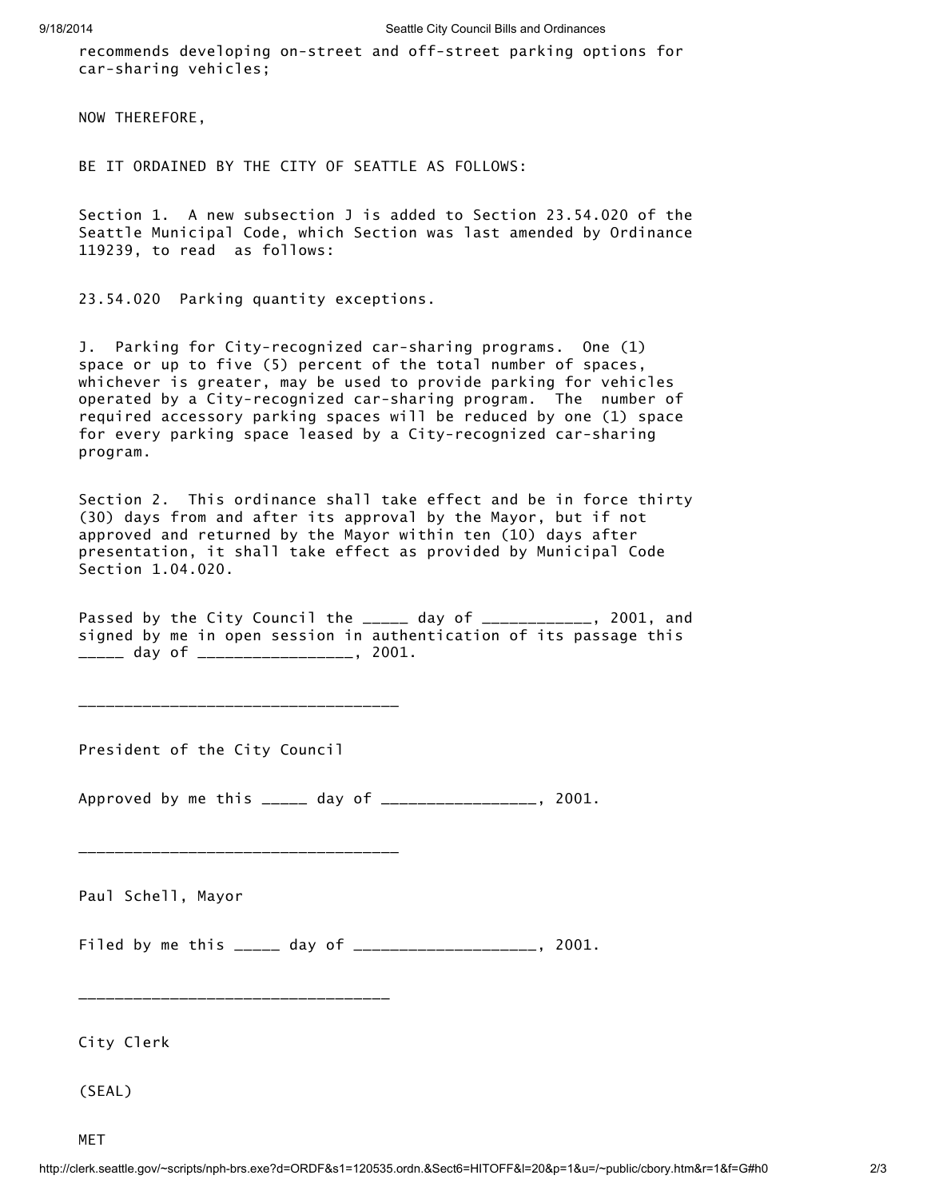recommends developing on-street and off-street parking options for car-sharing vehicles;

NOW THEREFORE,

BE IT ORDAINED BY THE CITY OF SEATTLE AS FOLLOWS:

Section 1. A new subsection J is added to Section 23.54.020 of the Seattle Municipal Code, which Section was last amended by Ordinance 119239, to read as follows:

23.54.020 Parking quantity exceptions.

J. Parking for City-recognized car-sharing programs. One (1) space or up to five (5) percent of the total number of spaces, whichever is greater, may be used to provide parking for vehicles operated by a City-recognized car-sharing program. The number of required accessory parking spaces will be reduced by one (1) space for every parking space leased by a City-recognized car-sharing program.

Section 2. This ordinance shall take effect and be in force thirty (30) days from and after its approval by the Mayor, but if not approved and returned by the Mayor within ten (10) days after presentation, it shall take effect as provided by Municipal Code Section 1.04.020.

Passed by the City Council the _____ day of ____________, 2001, and signed by me in open session in authentication of its passage this _____ day of _________________, 2001.

___________________________________

President of the City Council

Approved by me this _____ day of _________________, 2001.

___________________________________

Paul Schell, Mayor

Filed by me this _____ day of ____________________, 2001.

__________________________________

City Clerk

(SEAL)

MET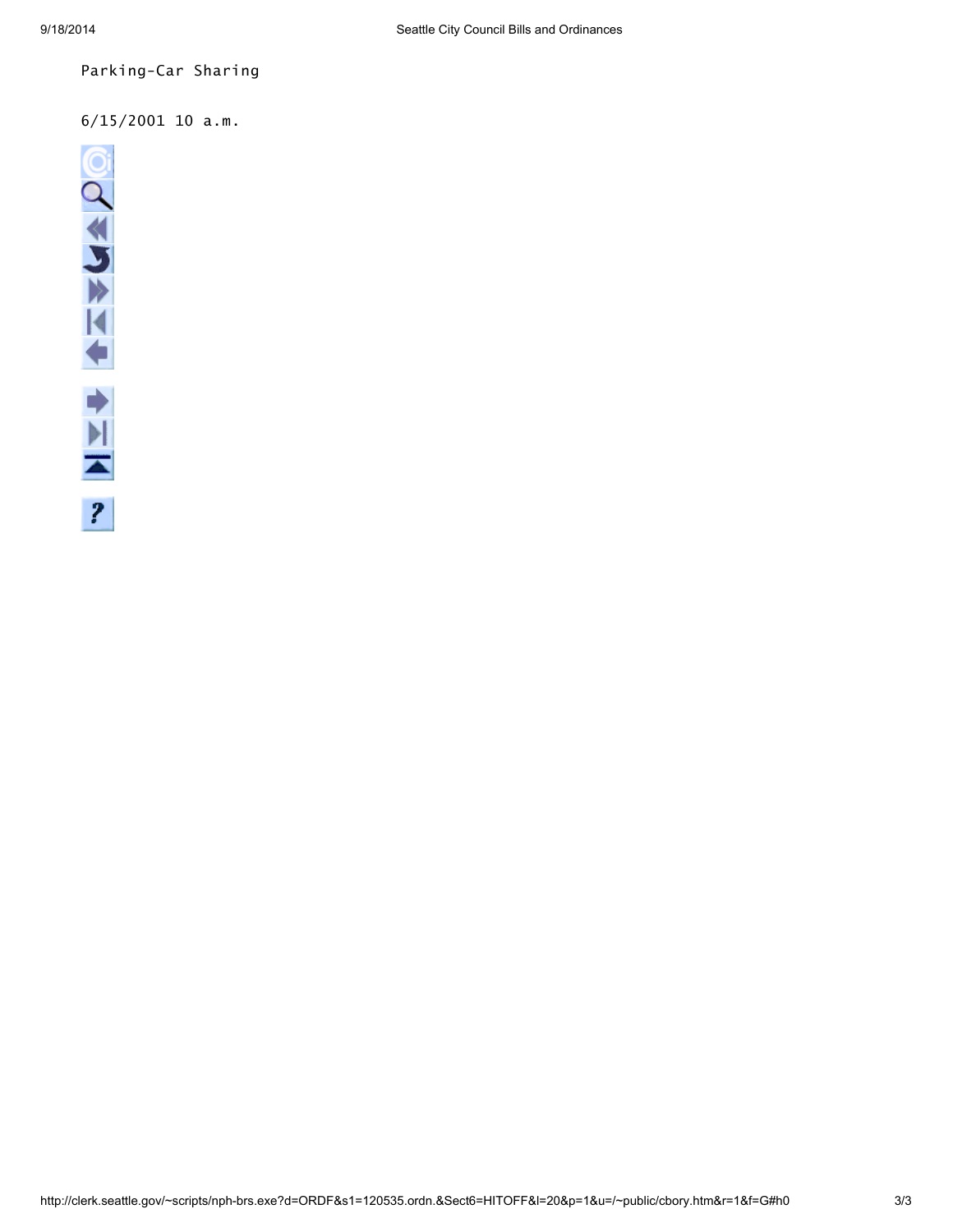Parking-Car Sharing

6/15/2001 10 a.m.